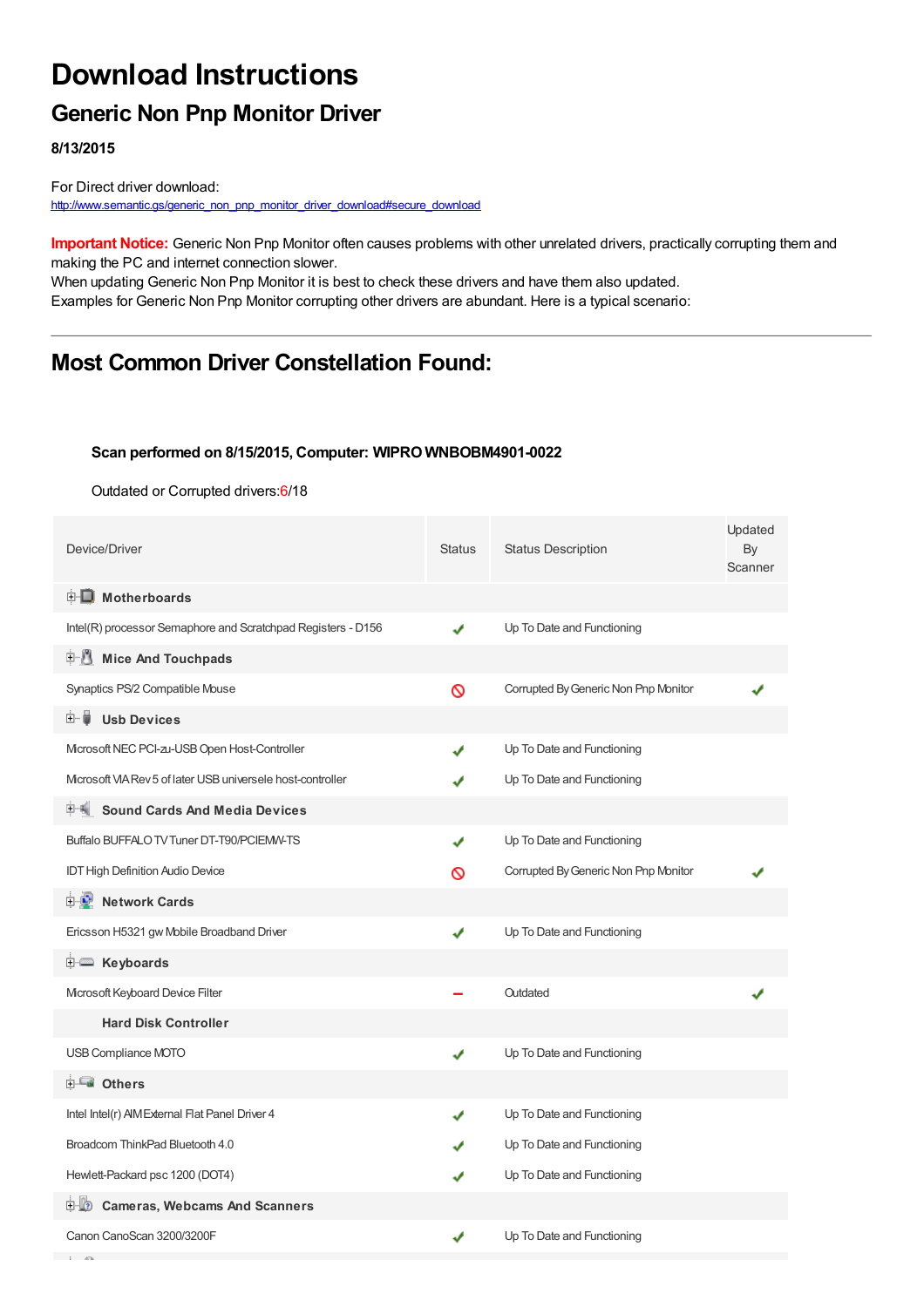# Download Instructions

## Generic Non Pnp Monitor Driver

**8/13/2015**

For Direct driver download:
http://www.semantic.gs/generic_non_pnp_monitor_driver_download#secure_download

**Important Notice:** Generic Non Pnp Monitor often causes problems with other unrelated drivers, practically corrupting them and making the PC and internet connection slower.
When updating Generic Non Pnp Monitor it is best to check these drivers and have them also updated.
Examples for Generic Non Pnp Monitor corrupting other drivers are abundant. Here is a typical scenario:

---

## Most Common Driver Constellation Found:

**Scan performed on 8/15/2015, Computer: WIPRO WNBOBM4901-0022**

Outdated or Corrupted drivers:6/18

| Device/Driver | Status | Status Description | Updated By Scanner |
|---|---|---|---|
| **Motherboards** | | | |
| Intel(R) processor Semaphore and Scratchpad Registers - D156 | ✔ | Up To Date and Functioning | |
| **Mice And Touchpads** | | | |
| Synaptics PS/2 Compatible Mouse | 🚫 | Corrupted By Generic Non Pnp Monitor | ✔ |
| **Usb Devices** | | | |
| Microsoft NEC PCI-zu-USB Open Host-Controller | ✔ | Up To Date and Functioning | |
| Microsoft VIA Rev 5 of later USB universele host-controller | ✔ | Up To Date and Functioning | |
| **Sound Cards And Media Devices** | | | |
| Buffalo BUFFALO TV Tuner DT-T90/PCIEMW-TS | ✔ | Up To Date and Functioning | |
| IDT High Definition Audio Device | 🚫 | Corrupted By Generic Non Pnp Monitor | ✔ |
| **Network Cards** | | | |
| Ericsson H5321 gw Mobile Broadband Driver | ✔ | Up To Date and Functioning | |
| **Keyboards** | | | |
| Microsoft Keyboard Device Filter | – | Outdated | ✔ |
| **Hard Disk Controller** | | | |
| USB Compliance MOTO | ✔ | Up To Date and Functioning | |
| **Others** | | | |
| Intel Intel(r) AIM External Flat Panel Driver 4 | ✔ | Up To Date and Functioning | |
| Broadcom ThinkPad Bluetooth 4.0 | ✔ | Up To Date and Functioning | |
| Hewlett-Packard psc 1200 (DOT4) | ✔ | Up To Date and Functioning | |
| **Cameras, Webcams And Scanners** | | | |
| Canon CanoScan 3200/3200F | ✔ | Up To Date and Functioning | |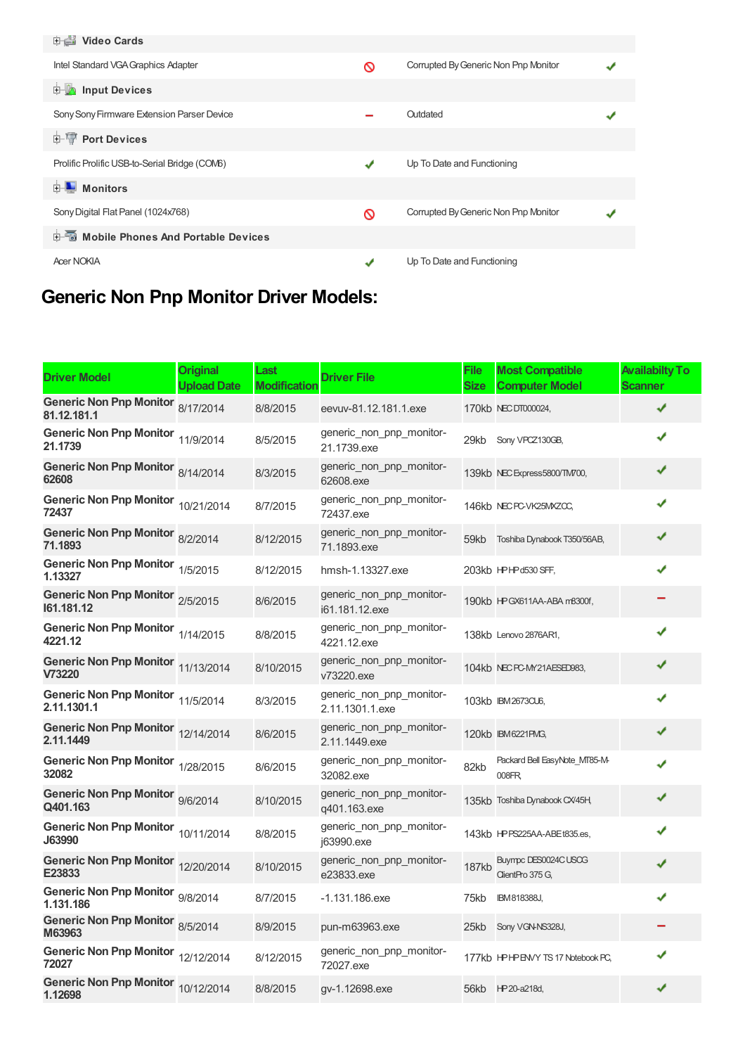| Video Cards | | | |
|---|---|---|---|
| Intel Standard VGA Graphics Adapter | 🚫 | Corrupted By Generic Non Pnp Monitor | ✔ |
| **Input Devices** | | | |
| Sony Sony Firmware Extension Parser Device | – | Outdated | ✔ |
| **Port Devices** | | | |
| Prolific Prolific USB-to-Serial Bridge (COM6) | ✔ | Up To Date and Functioning | |
| **Monitors** | | | |
| Sony Digital Flat Panel (1024x768) | 🚫 | Corrupted By Generic Non Pnp Monitor | ✔ |
| **Mobile Phones And Portable Devices** | | | |
| Acer NOKIA | ✔ | Up To Date and Functioning | |

## Generic Non Pnp Monitor Driver Models:

| Driver Model | Original Upload Date | Last Modification | Driver File | File Size | Most Compatible Computer Model | Availabilty To Scanner |
|---|---|---|---|---|---|---|
| **Generic Non Pnp Monitor 81.12.181.1** | 8/17/2014 | 8/8/2015 | eevuv-81.12.181.1.exe | 170kb | NEC DT000024, | ✔ |
| **Generic Non Pnp Monitor 21.1739** | 11/9/2014 | 8/5/2015 | generic_non_pnp_monitor-21.1739.exe | 29kb | Sony VPCZ130GB, | ✔ |
| **Generic Non Pnp Monitor 62608** | 8/14/2014 | 8/3/2015 | generic_non_pnp_monitor-62608.exe | 139kb | NEC Express5800/TM700, | ✔ |
| **Generic Non Pnp Monitor 72437** | 10/21/2014 | 8/7/2015 | generic_non_pnp_monitor-72437.exe | 146kb | NEC PC-VK25MXZCC, | ✔ |
| **Generic Non Pnp Monitor 71.1893** | 8/2/2014 | 8/12/2015 | generic_non_pnp_monitor-71.1893.exe | 59kb | Toshiba Dynabook T350/56AB, | ✔ |
| **Generic Non Pnp Monitor 1.13327** | 1/5/2015 | 8/12/2015 | hmsh-1.13327.exe | 203kb | HP HP d530 SFF, | ✔ |
| **Generic Non Pnp Monitor I61.181.12** | 2/5/2015 | 8/6/2015 | generic_non_pnp_monitor-i61.181.12.exe | 190kb | HP GX611AA-ABA m8300f, | – |
| **Generic Non Pnp Monitor 4221.12** | 1/14/2015 | 8/8/2015 | generic_non_pnp_monitor-4221.12.exe | 138kb | Lenovo 2876AR1, | ✔ |
| **Generic Non Pnp Monitor V73220** | 11/13/2014 | 8/10/2015 | generic_non_pnp_monitor-v73220.exe | 104kb | NEC PC-MY21AESED983, | ✔ |
| **Generic Non Pnp Monitor 2.11.1301.1** | 11/5/2014 | 8/3/2015 | generic_non_pnp_monitor-2.11.1301.1.exe | 103kb | IBM 2673CU6, | ✔ |
| **Generic Non Pnp Monitor 2.11.1449** | 12/14/2014 | 8/6/2015 | generic_non_pnp_monitor-2.11.1449.exe | 120kb | IBM 6221PMG, | ✔ |
| **Generic Non Pnp Monitor 32082** | 1/28/2015 | 8/6/2015 | generic_non_pnp_monitor-32082.exe | 82kb | Packard Bell EasyNote_MT85-M-008FR, | ✔ |
| **Generic Non Pnp Monitor Q401.163** | 9/6/2014 | 8/10/2015 | generic_non_pnp_monitor-q401.163.exe | 135kb | Toshiba Dynabook CX/45H, | ✔ |
| **Generic Non Pnp Monitor J63990** | 10/11/2014 | 8/8/2015 | generic_non_pnp_monitor-j63990.exe | 143kb | HP PS225AA-ABE t835.es, | ✔ |
| **Generic Non Pnp Monitor E23833** | 12/20/2014 | 8/10/2015 | generic_non_pnp_monitor-e23833.exe | 187kb | Buympc DES0024C USOG ClientPro 375 G, | ✔ |
| **Generic Non Pnp Monitor 1.131.186** | 9/8/2014 | 8/7/2015 | -1.131.186.exe | 75kb | IBM 818388J, | ✔ |
| **Generic Non Pnp Monitor M63963** | 8/5/2014 | 8/9/2015 | pun-m63963.exe | 25kb | Sony VGN-NS328J, | – |
| **Generic Non Pnp Monitor 72027** | 12/12/2014 | 8/12/2015 | generic_non_pnp_monitor-72027.exe | 177kb | HP HP ENVY TS 17 Notebook PC, | ✔ |
| **Generic Non Pnp Monitor 1.12698** | 10/12/2014 | 8/8/2015 | gv-1.12698.exe | 56kb | HP 20-a218d, | ✔ |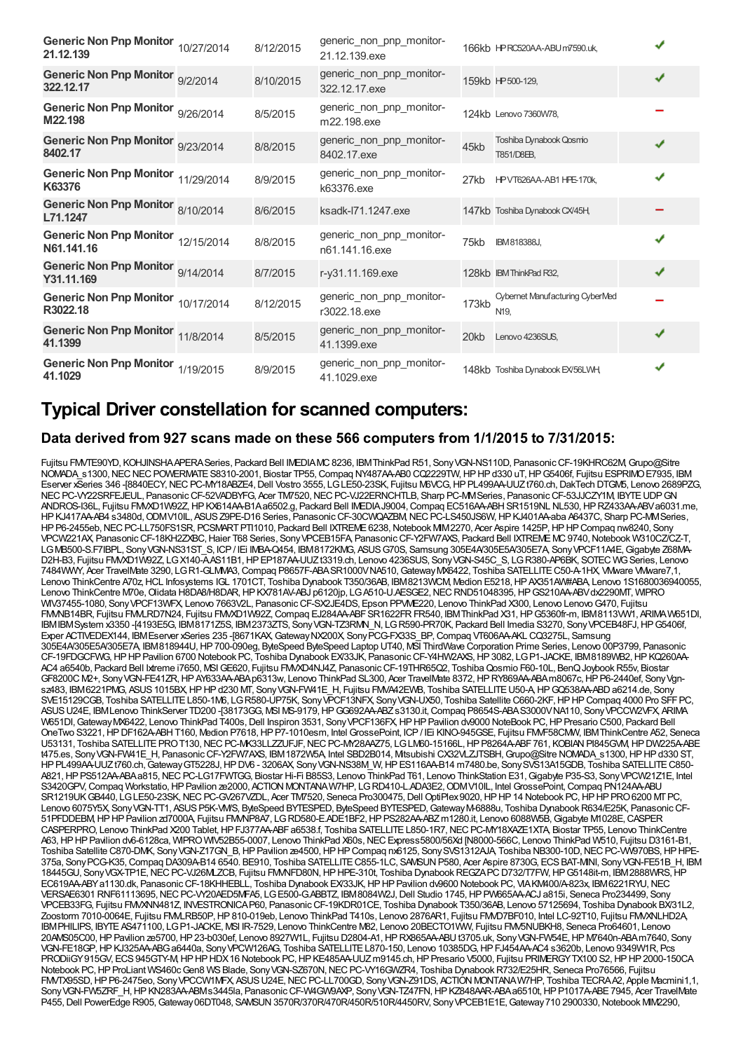| | | | | | | |
|---|---|---|---|---|---|---|
| **Generic Non Pnp Monitor 21.12.139** | 10/27/2014 | 8/12/2015 | generic_non_pnp_monitor-21.12.139.exe | 166kb | HP RC520AA-ABU m7590.uk, | ✔ |
| **Generic Non Pnp Monitor 322.12.17** | 9/2/2014 | 8/10/2015 | generic_non_pnp_monitor-322.12.17.exe | 159kb | HP 500-129, | ✔ |
| **Generic Non Pnp Monitor M22.198** | 9/26/2014 | 8/5/2015 | generic_non_pnp_monitor-m22.198.exe | 124kb | Lenovo 7360W78, | ➖ |
| **Generic Non Pnp Monitor 8402.17** | 9/23/2014 | 8/8/2015 | generic_non_pnp_monitor-8402.17.exe | 45kb | Toshiba Dynabook Qosmio T851/D8EB, | ✔ |
| **Generic Non Pnp Monitor K63376** | 11/29/2014 | 8/9/2015 | generic_non_pnp_monitor-k63376.exe | 27kb | HP VT626AA-AB1 HPE-170k, | ✔ |
| **Generic Non Pnp Monitor L71.1247** | 8/10/2014 | 8/6/2015 | ksadk-l71.1247.exe | 147kb | Toshiba Dynabook CX/45H, | ➖ |
| **Generic Non Pnp Monitor N61.141.16** | 12/15/2014 | 8/8/2015 | generic_non_pnp_monitor-n61.141.16.exe | 75kb | IBM 818388J, | ✔ |
| **Generic Non Pnp Monitor Y31.11.169** | 9/14/2014 | 8/7/2015 | r-y31.11.169.exe | 128kb | IBM ThinkPad R32, | ✔ |
| **Generic Non Pnp Monitor R3022.18** | 10/17/2014 | 8/12/2015 | generic_non_pnp_monitor-r3022.18.exe | 173kb | Cybernet Manufacturing CyberMed N19, | ➖ |
| **Generic Non Pnp Monitor 41.1399** | 11/8/2014 | 8/5/2015 | generic_non_pnp_monitor-41.1399.exe | 20kb | Lenovo 4236SUS, | ✔ |
| **Generic Non Pnp Monitor 41.1029** | 1/19/2015 | 8/9/2015 | generic_non_pnp_monitor-41.1029.exe | 148kb | Toshiba Dynabook EX/56LWH, | ✔ |

## Typical Driver constellation for scanned computers:

### Data derived from 927 scans made on these 566 computers from 1/1/2015 to 7/31/2015:

Fujitsu FMVTE90YD, KOHJINSHA APERA Series, Packard Bell IMEDIA MC 8236, IBM ThinkPad R51, Sony VGN-NS110D, Panasonic CF-19KHRC62M, Grupo@Sitre NOMADA_s1300, NEC NEC POWERMATE S8310-2001, Biostar TP55, Compaq NY487AA-AB0 CQ2229TW, HP HP d330 uT, HP G5406f, Fujitsu ESPRIMO E7935, IBM Eserver xSeries 346 -[8840ECY, NEC PC-MY18ABZE4, Dell Vostro 3555, LG LE50-23SK, Fujitsu M6VCG, HP PL499AA-UUZ t760.ch, DakTech DTGM5, Lenovo 2689PZG, NEC PC-VY22SRFEJEUL, Panasonic CF-52VADBYFG, Acer TM7520, NEC PC-VJ22ERNCHTLB, Sharp PC-MM Series, Panasonic CF-53JCZY1M, IBYTE UDP GN ANDROS-I36L, Fujitsu FMXD1W92Z, HP KX614AA-B1A a6502.g, Packard Bell IMEDIA J9004, Compaq EC516AA-ABH SR1519NL NL530, HP RZ433AA-ABV a6031.me, HP KJ417AA-AB4 s3480d, ODM V10IL, ASUS Z9PE-D16 Series, Panasonic CF-30CWQAZBM, NEC PC-LS450JS6W, HP KJ401AA-aba A6437C, Sharp PC-MM Series, HP P6-2455eb, NEC PC-LL750FS1SR, PCSMART PTI1010, Packard Bell IXTREME 6238, Notebook MIM2270, Acer Aspire 1425P, HP HP Compaq nw8240, Sony VPCW221AX, Panasonic CF-18KH2ZXBC, Haier T68 Series, Sony VPCEB15FA, Panasonic CF-Y2FW7AXS, Packard Bell IXTREME MC 9740, Notebook W310CZ/CZ-T, LG MB500-S.F7IBPL, Sony VGN-NS31ST_S, ICP / IEi IMBA-Q454, IBM 8172KMG, ASUS G70S, Samsung 305E4A/305E5A/305E7A, Sony VPCF11A4E, Gigabyte Z68MA-D2H-B3, Fujitsu FMXD1W92Z, LG X140-A.AS11B1, HP EP187AA-UUZ t3319.ch, Lenovo 4236SUS, Sony VGN-S45C_S, LG R380-AP6BK, SOTEC WG Series, Lenovo 7484WWY, Acer TravelMate 3290, LG R1-GLMMA3, Compaq P8657F-ABA SR1000V NA510, Gateway MX6422, Toshiba SATELLITE C50-A-1HX, VMware VMware7,1, Lenovo ThinkCentre A70z, HCL Infosystems IGL 1701CT, Toshiba Dynabook T350/36AB, IBM 8213WCM, Medion E5218, HP AX351AW#ABA, Lenovo 1S1680036940055, Lenovo ThinkCentre M70e, Olidata H8DA8/H8DAR, HP KX781AV-ABJ p6120jp, LG A510-U.AESGE2, NEC RND51048395, HP GS210AA-ABV dx2290MT, WIPRO WIV37455-1080, Sony VPCF13WFX, Lenovo 7663V2L, Panasonic CF-SX2JE4DS, Epson PPVME220, Lenovo ThinkPad X300, Lenovo Lenovo G470, Fujitsu FMVNB14BR, Fujitsu FMLRD7N24, Fujitsu FMVXD1W92Z, Compaq EJ284AA-ABF SR1622FR FR540, IBM ThinkPad X31, HP G5360fr-m, IBM 8113WW1, ARIMA W651DI, IBM IBM System x3350 -[4193E5G, IBM 8171Z5S, IBM 2373ZTS, Sony VGN-TZ3RMN_N, LG R590-PR70K, Packard Bell Imedia S3270, Sony VPCEB48FJ, HP G5406f, Exper ACTIVEDEX144, IBM Eserver xSeries 235 -[8671KAX, Gateway NX200X, Sony PCG-FX33S_BP, Compaq VT606AA-AKL CQ3275L, Samsung 305E4A/305E5A/305E7A, IBM 818944U, HP 700-090eg, ByteSpeed ByteSpeed Laptop UT40, MSI ThirdWave Corporation Prime Series, Lenovo 00P3799, Panasonic CF-19FDGCFWG, HP HP Pavilion 6700 Notebook PC, Toshiba Dynabook EX/33JK, Panasonic CF-Y4HW2AXS, HP 3082, LG P1-JACKE, IBM 8189WB2, HP KQ260AA-AC4 a6540b, Packard Bell Ixtreme i7650, MSI GE620, Fujitsu FMVXD4NJ4Z, Panasonic CF-19THR65Q2, Toshiba Qosmio F60-10L, BenQ Joybook R55v, Biostar GF8200C M2+, Sony VGN-FE41ZR, HP AY633AA-ABA p6313w, Lenovo ThinkPad SL300, Acer TravelMate 8372, HP RY869AA-ABA m8067c, HP P6-2440ef, Sony Vgn-sz483, IBM 6221PMG, ASUS 1015BX, HP HP d230 MT, Sony VGN-FW41E_H, Fujitsu FMVA42EWB, Toshiba SATELLITE U50-A, HP GQ538AA-ABD a6214.de, Sony SVE15129CGB, Toshiba SATELLITE L850-1M6, LG R580-UP75K, Sony VPCF13NFX, Sony VGN-UX50, Toshiba Satellite C660-2KF, HP HP Compaq 4000 Pro SFF PC, ASUS U24E, IBM Lenovo ThinkServer TD200 -[38173GG, MSI MS-9179, HP GG692AA-ABZ s3130.it, Compaq P8654S-ABA S3000V NA110, Sony VPCCW2VFX, ARIMA W651DI, Gateway MX6422, Lenovo ThinkPad T400s, Dell Inspiron 3531, Sony VPCF136FX, HP HP Pavilion dv9000 NoteBook PC, HP Presario C500, Packard Bell OneTwo S3221, HP DF162A-ABH T160, Medion P7618, HP P7-1010esm, Intel GrossePoint, ICP / IEi KINO-945GSE, Fujitsu FMVF58CMW, IBM ThinkCentre A52, Seneca U53131, Toshiba SATELLITE PRO T130, NEC PC-MK33LLZZUFJF, NEC PC-MY28AAZ75, LG LM60-15166L, HP P8264A-ABF 761, KOBIAN PI845GVM, HP DW225A-ABE t475.es, Sony VGN-FW41E_H, Panasonic CF-Y2FW7AXS, IBM 1872W5A, Intel SBD2B014, Mitsubishi CX32VLZJTSBH, Grupo@Sitre NOMADA_s1300, HP HP d330 ST, HP PL499AA-UUZ t760.ch, Gateway GT5228J, HP DV6 - 3206AX, Sony VGN-NS38M_W, HP ES116AA-B14 m7480.be, Sony SVS13A15GDB, Toshiba SATELLITE C850-A821, HP PS512AA-ABA a815, NEC PC-LG17FWTGG, Biostar Hi-Fi B85S3, Lenovo ThinkPad T61, Lenovo ThinkStation E31, Gigabyte P35-S3, Sony VPCW21Z1E, Intel S3420GPV, Compaq Workstatio, HP Pavilion ze2000, ACTION MONTANA W7HP, LG RD410-L.ADA3E2, ODM V10IL, Intel GrossePoint, Compaq PN124AA-ABU SR1219UK GB440, LG LE50-23SK, NEC PC-GV267VZDL, Acer TM7520, Seneca Pro300475, Dell OptiPlex 9020, HP HP 14 Notebook PC, HP HP PRO 6200 MT PC, Lenovo 6075Y5X, Sony VGN-TT1, ASUS P5K-VM/S, ByteSpeed BYTESPED, ByteSpeed BYTESPED, Gateway M-6888u, Toshiba Dynabook R634/E25K, Panasonic CF-51PFDDEBM, HP HP Pavilion zd7000A, Fujitsu FMVNP8A7, LG RD580-E.ADE1BF2, HP PS282AA-ABZ m1280.it, Lenovo 6088W5B, Gigabyte M1028E, CASPER CASPERPRO, Lenovo ThinkPad X200 Tablet, HP FJ377AA-ABF a6538.f, Toshiba SATELLITE L850-1R7, NEC PC-MY18XAZE1XTA, Biostar TP55, Lenovo ThinkCentre A63, HP HP Pavilion dv6-6128ca, WIPRO WIV52B55-0007, Lenovo ThinkPad X60s, NEC Express5800/56Xd [N8000-566C, Lenovo ThinkPad W510, Fujitsu D3161-B1, Toshiba Satellite C870-DMK, Sony VGN-Z17GN_B, HP Pavilion ze4500, HP HP Compaq nx6125, Sony SVS1312AJA, Toshiba NB300-10D, NEC PC-VW970BS, HP HPE-375a, Sony PCG-K35, Compaq DA309A-B14 6540. BE910, Toshiba SATELLITE C855-1LC, SAMSUN P580, Acer Aspire 8730G, ECS BAT-MINI, Sony VGN-FE51B_H, IBM 18445GU, Sony VGX-TP1E, NEC PC-VJ26MLZCB, Fujitsu FMVNFD80N, HP HPE-310t, Toshiba Dynabook REGZA PC D732/T7FW, HP G5148it-m, IBM 2888WRS, HP EC619AA-ABY a1130.dk, Panasonic CF-18KHHEBLL, Toshiba Dynabook EX/33JK, HP HP Pavilion dv9600 Notebook PC, VIA KM400/A-823x, IBM 6221RYU, NEC VERSAE6301 RNF61113695, NEC PC-VY20AED5MFA5, LG E500-G.ABBTZ, IBM 8084W2J, Dell Studio 1745, HP PW665AA-ACJ a815i, Seneca Pro234499, Sony VPCEB33FG, Fujitsu FMVXNN481Z, INVESTRONICA P60, Panasonic CF-19KDR01CE, Toshiba Dynabook T350/36AB, Lenovo 57125694, Toshiba Dynabook BX/31L2, Zoostorm 7010-0064E, Fujitsu FMVLRB50P, HP 810-019eb, Lenovo ThinkPad T410s, Lenovo 2876AR1, Fujitsu FMVD7BF010, Intel LC-92T10, Fujitsu FMVXNLHD2A, IBM PHILIPS, IBYTE AS471100, LG P1-JACKE, MSI IR-7529, Lenovo ThinkCentre M82, Lenovo 20BECTO1WW, Fujitsu FMV5NUBKH8, Seneca Pro64601, Lenovo 20AMS05C00, HP Pavilion ze5700, HP 23-b030ef, Lenovo 8927W1L, Fujitsu D2804-A1, HP RX865AA-ABU t3705.uk, Sony VGN-FW54E, HP M7640n-ABA m7640, Sony VGN-FE18GP, HP KJ325AA-ABG a6440a, Sony VPCW126AG, Toshiba SATELLITE L870-150, Lenovo 10385DG, HP FJ454AA-AC4 s3620b, Lenovo 9349W1R, Pcs PRODiiGY 915GV, ECS 945GTY-M, HP HP HDX 16 Notebook PC, HP KE485AA-UUZ m9145.ch, HP Presario V5000, Fujitsu PRIMERGY TX100 S2, HP HP 2000-150CA Notebook PC, HP ProLiant WS460c Gen8 WS Blade, Sony VGN-SZ670N, NEC PC-VY16GWZR4, Toshiba Dynabook R732/E25HR, Seneca Pro76566, Fujitsu FMVTX95SD, HP P6-2475eo, Sony VPCCW1MFX, ASUS U24E, NEC PC-LL700GD, Sony VGN-Z91DS, ACTION MONTANA W7HP, Toshiba TECRA A2, Apple Macmini1,1, Sony VGN-FW5ZRF_H, HP KN283AA-ABM s3445la, Panasonic CF-W4GW9AXP, Sony VGN-TZ47FN, HP KZ848AAR-ABA a6510t, HP P1017A-ABE 7945, Acer TravelMate P455, Dell PowerEdge R905, Gateway 06DT048, SAMSUN 3570R/370R/470R/450R/510R/4450RV, Sony VPCEB1E1E, Gateway 710 2900330, Notebook MIM2290,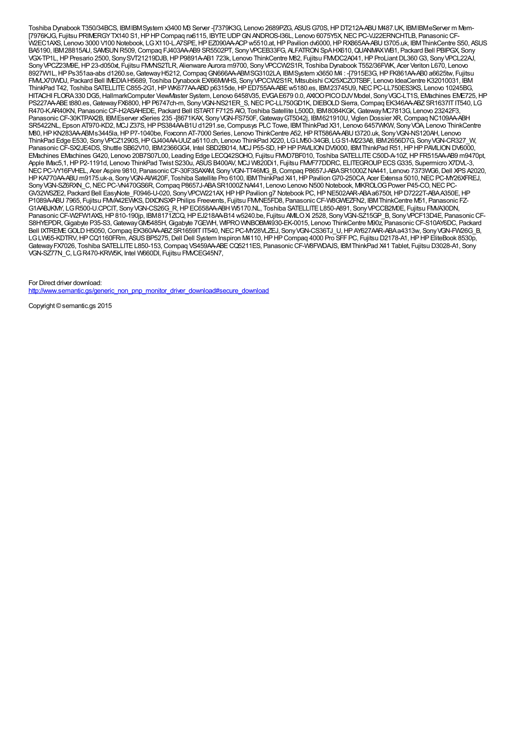Toshiba Dynabook T350/34BCS, IBM IBM System x3400 M3 Server -[7379K3G, Lenovo 2689PZG, ASUS G70S, HP DT212A-ABU M487.UK, IBM IBM eServer m Mem-[7976KJG, Fujitsu PRIMERGY TX140 S1, HP HP Compaq nx6115, IBYTE UDP GN ANDROS-I36L, Lenovo 6075Y5X, NEC PC-VJ22ERNCHTLB, Panasonic CF-W2EC1AXS, Lenovo 3000 V100 Notebook, LG X110-L.A7SPE, HP EZ090AA-ACP w5510.at, HP Pavilion dv6000, HP RX865AA-ABU t3705.uk, IBM ThinkCentre S50, ASUS BA5190, IBM 28815AU, SAMSUN R509, Compaq FJ403AA-AB9 SR5502PT, Sony VPCEB33FG, ALFATRON SpA HX610, QUANMAX WB1, Packard Bell PBIPGX, Sony VGX-TP1L, HP Presario 2500, Sony SVT21219DJB, HP P9891A-AB1 723k, Lenovo ThinkCentre M82, Fujitsu FMVDC2A041, HP ProLiant DL360 G3, Sony VPCL22AJ, Sony VPCZ23M9E, HP 23-d050xt, Fujitsu FMVNS2TLR, Alienware Aurora m9700, Sony VPCCW2S1R, Toshiba Dynabook T552/36FWK, Acer Veriton L670, Lenovo 8927W1L, HP Ps351aa-abs d1260.se, Gateway H5212, Compaq GN666AA-ABM SG3102LA, IBM System x3650 M4 : -[7915E3G, HP FK861AA-AB0 a6625tw, Fujitsu FMVLX70WDJ, Packard Bell IMEDIA H5689, Toshiba Dynabook EX/66MWHS, Sony VPCCW2S1R, Mitsubishi CX25XCZOTSBF, Lenovo IdeaCentre K32010031, IBM ThinkPad T42, Toshiba SATELLITE C855-2G1, HP WK677AA-ABD p6315de, HP ED755AA-ABE w5180.es, IBM 23745U9, NEC PC-LL750ES3KS, Lenovo 10245BG, HITACHI FLORA 330 DG5, HallmarkComputer ViewMaster System, Lenovo 6458V35, EVGA E679 0.0, AXIOO PICO DJV Model, Sony VGC-LT1S, EMachines EME725, HP PS227AA-ABE t880.es, Gateway FX6800, HP P6747ch-m, Sony VGN-NS21ER_S, NEC PC-LL750GD1K, DIEBOLD Sierra, Compaq EK346AA-ABZ SR1637IT IT540, LG R470-K.AR40KN, Panasonic CF-H2ASAHEDE, Packard Bell ISTART F7125 AIO, Toshiba Satellite L500D, IBM 8084KGK, Gateway MC7813G, Lenovo 23242F3, Panasonic CF-30KTPAX2B, IBM Eserver xSeries 235 -[8671KAX, Sony VGN-FS750F, Gateway GT5042j, IBM 621910U, Viglen Dossier XR, Compaq NC109AA-ABH SR5422NL, Epson AT970-KD2, MCJ Z37S, HP PS384AA-B1U d1291.se, Compusys PLC Towe, IBM ThinkPad X31, Lenovo 6457WKW, Sony VOA, Lenovo ThinkCentre M80, HP KN283AA-ABM s3445la, HP P7-1040be, Foxconn AT-7000 Series, Lenovo ThinkCentre A52, HP RT586AA-ABU t3720.uk, Sony VGN-NS120AH, Lenovo ThinkPad Edge E530, Sony VPCZ1290S, HP GJ404AA-UUZ a6110.ch, Lenovo ThinkPad X220, LG LM50-34GB, LG S1-M223A8, IBM 2656D7G, Sony VGN-CR327_W, Panasonic CF-SX2JE4DS, Shuttle SB62V10, IBM 2366GG4, Intel SBD2B014, MCJ P55-SD, HP HP PAVILION DV9000, IBM ThinkPad R51, HP HP PAVILION DV6000, EMachines EMachines G420, Lenovo 20B7S07L00, Leading Edge LECQ42SOHO, Fujitsu FMVD7BF010, Toshiba SATELLITE C50D-A-10Z, HP FR515AA-AB9 m9470pt, Apple IMac5,1, HP P2-1191d, Lenovo ThinkPad Twist S230u, ASUS B400AV, MCJ W820Di1, Fujitsu FMVF77DDRC, ELITEGROUP ECS G335, Supermicro X7DVL-3, NEC PC-VY16FVHEL, Acer Aspire 9810, Panasonic CF-30F3SAXAM, Sony VGN-TT46MG_B, Compaq P8657J-ABA SR1000Z NA441, Lenovo 7373WG6, Dell XPS A2020, HP KA770AA-ABU m9175.uk-a, Sony VGN-AW420F, Toshiba Satellite Pro 6100, IBM ThinkPad X41, HP Pavilion G70-250CA, Acer Extensa 5010, NEC PC-MY26XFREJ, Sony VGN-SZ6RXN_C, NEC PC-VN470GS6R, Compaq P8657J-ABA SR1000Z NA441, Lenovo Lenovo N500 Notebook, MIKROLOG Power P45-CO, NEC PC-GV32WSZE2, Packard Bell EasyNote_F0946-U-020, Sony VPCW221AX, HP HP Pavilion g7 Notebook PC, HP NE502AAR-ABA a6750t, HP D7222T-ABA A350E, HP P1089A-ABU 7965, Fujitsu FMVA42EWKS, DIXONSXP Philips Freevents, Fujitsu FMVNE5FD8, Panasonic CF-W8GWEZFN2, IBM ThinkCentre M51, Panasonic FZ-G1AABJKMY, LG R500-U.CPCIT, Sony VGN-CS26G_R, HP EC658AA-ABH W5170.NL, Toshiba SATELLITE L850-A891, Sony VPCCB2M0E, Fujitsu FMVA30DN, Panasonic CF-W2FW1AXS, HP 810-190jp, IBM 8171ZCQ, HP EJ218AA-B14 w5240.be, Fujitsu AMILO Xi 2528, Sony VGN-SZ15GP_B, Sony VPCF13D4E, Panasonic CF-S8HYEPDR, Gigabyte P35-S3, Gateway GM5485H, Gigabyte 7GEWH, WIPRO WNBOBM4930-EK-0015, Lenovo ThinkCentre M90z, Panasonic CF-S10AY6DC, Packard Bell IXTREME GOLD H5050, Compaq EK360AA-ABZ SR1659IT IT540, NEC PC-MY28VLZEJ, Sony VGN-CS36TJ_U, HP AY627AAR-ABA a4313w, Sony VGN-FW26G_B, LG LW65-KDTRV, HP CQ1160FRm, ASUS BP5275, Dell Dell System Inspiron M4110, HP HP Compaq 4000 Pro SFF PC, Fujitsu D2178-A1, HP HP EliteBook 8530p, Gateway FX7026, Toshiba SATELLITE L850-153, Compaq VS459AA-ABE CQ5211ES, Panasonic CF-W8FWDAJS, IBM ThinkPad X41 Tablet, Fujitsu D3028-A1, Sony VGN-SZ77N_C, LG R470-KRW5K, Intel W660DI, Fujitsu FMVCEG45N7,

For Direct driver download:
http://www.semantic.gs/generic_non_pnp_monitor_driver_download#secure_download

Copyright © semantic.gs 2015